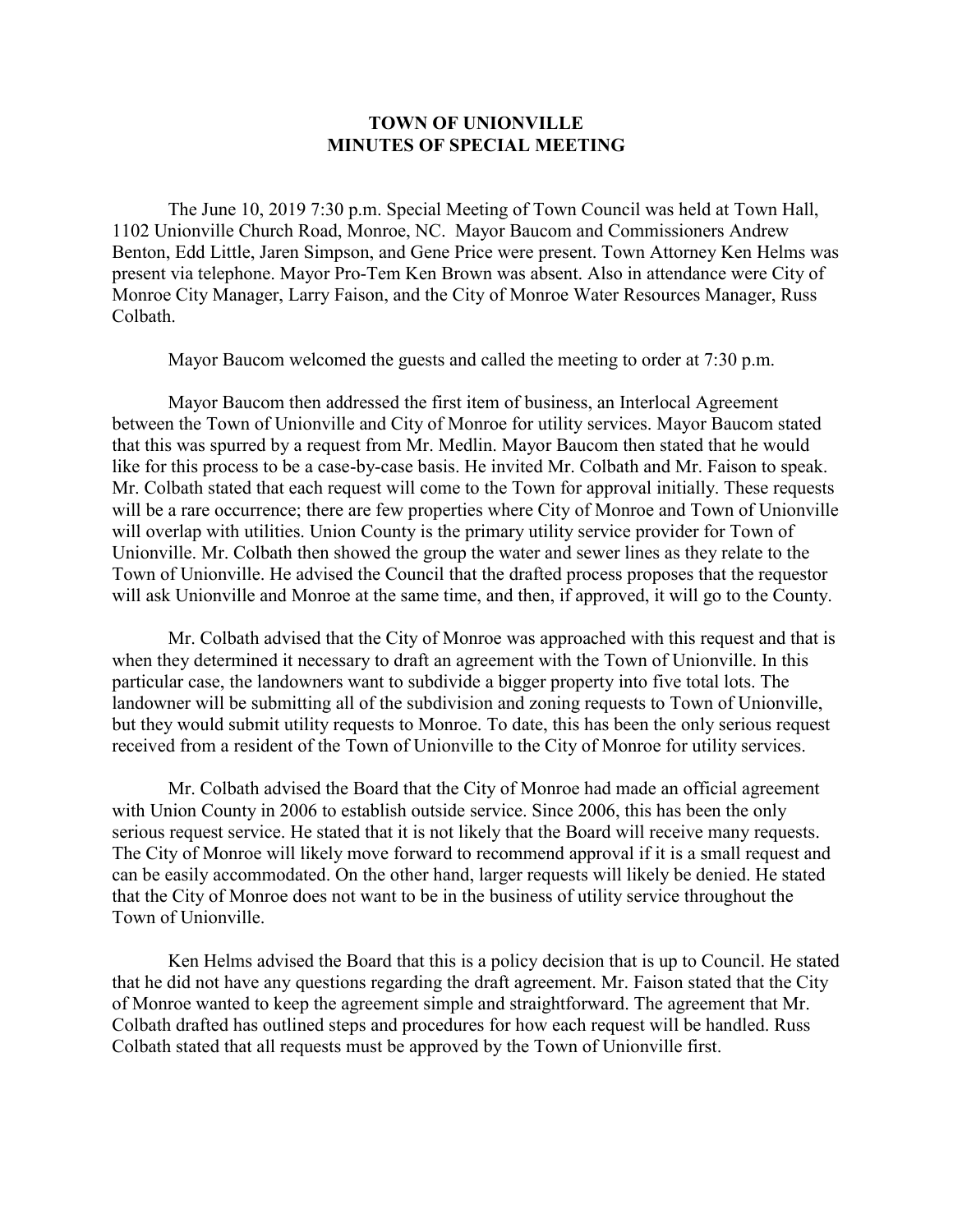# TOWN OF UNIONVILLE
# MINUTES OF SPECIAL MEETING

The June 10, 2019 7:30 p.m. Special Meeting of Town Council was held at Town Hall, 1102 Unionville Church Road, Monroe, NC. Mayor Baucom and Commissioners Andrew Benton, Edd Little, Jaren Simpson, and Gene Price were present. Town Attorney Ken Helms was present via telephone. Mayor Pro-Tem Ken Brown was absent. Also in attendance were City of Monroe City Manager, Larry Faison, and the City of Monroe Water Resources Manager, Russ Colbath.

Mayor Baucom welcomed the guests and called the meeting to order at 7:30 p.m.

Mayor Baucom then addressed the first item of business, an Interlocal Agreement between the Town of Unionville and City of Monroe for utility services. Mayor Baucom stated that this was spurred by a request from Mr. Medlin. Mayor Baucom then stated that he would like for this process to be a case-by-case basis. He invited Mr. Colbath and Mr. Faison to speak. Mr. Colbath stated that each request will come to the Town for approval initially. These requests will be a rare occurrence; there are few properties where City of Monroe and Town of Unionville will overlap with utilities. Union County is the primary utility service provider for Town of Unionville. Mr. Colbath then showed the group the water and sewer lines as they relate to the Town of Unionville. He advised the Council that the drafted process proposes that the requestor will ask Unionville and Monroe at the same time, and then, if approved, it will go to the County.

Mr. Colbath advised that the City of Monroe was approached with this request and that is when they determined it necessary to draft an agreement with the Town of Unionville. In this particular case, the landowners want to subdivide a bigger property into five total lots. The landowner will be submitting all of the subdivision and zoning requests to Town of Unionville, but they would submit utility requests to Monroe. To date, this has been the only serious request received from a resident of the Town of Unionville to the City of Monroe for utility services.

Mr. Colbath advised the Board that the City of Monroe had made an official agreement with Union County in 2006 to establish outside service. Since 2006, this has been the only serious request service. He stated that it is not likely that the Board will receive many requests. The City of Monroe will likely move forward to recommend approval if it is a small request and can be easily accommodated. On the other hand, larger requests will likely be denied. He stated that the City of Monroe does not want to be in the business of utility service throughout the Town of Unionville.

Ken Helms advised the Board that this is a policy decision that is up to Council. He stated that he did not have any questions regarding the draft agreement. Mr. Faison stated that the City of Monroe wanted to keep the agreement simple and straightforward. The agreement that Mr. Colbath drafted has outlined steps and procedures for how each request will be handled. Russ Colbath stated that all requests must be approved by the Town of Unionville first.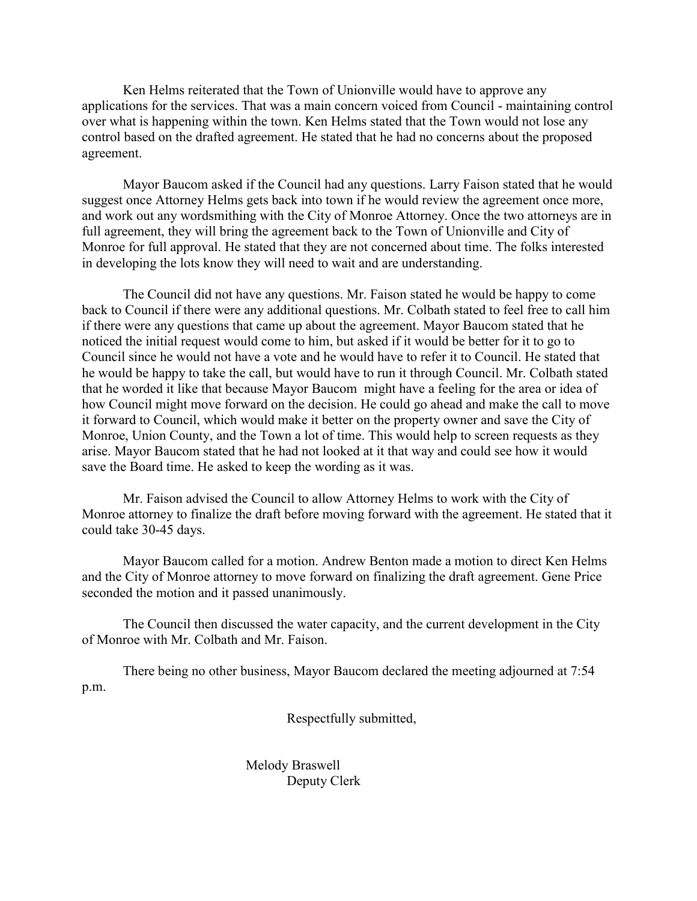Ken Helms reiterated that the Town of Unionville would have to approve any applications for the services. That was a main concern voiced from Council - maintaining control over what is happening within the town. Ken Helms stated that the Town would not lose any control based on the drafted agreement. He stated that he had no concerns about the proposed agreement.

Mayor Baucom asked if the Council had any questions. Larry Faison stated that he would suggest once Attorney Helms gets back into town if he would review the agreement once more, and work out any wordsmithing with the City of Monroe Attorney. Once the two attorneys are in full agreement, they will bring the agreement back to the Town of Unionville and City of Monroe for full approval. He stated that they are not concerned about time. The folks interested in developing the lots know they will need to wait and are understanding.

The Council did not have any questions. Mr. Faison stated he would be happy to come back to Council if there were any additional questions. Mr. Colbath stated to feel free to call him if there were any questions that came up about the agreement. Mayor Baucom stated that he noticed the initial request would come to him, but asked if it would be better for it to go to Council since he would not have a vote and he would have to refer it to Council. He stated that he would be happy to take the call, but would have to run it through Council. Mr. Colbath stated that he worded it like that because Mayor Baucom might have a feeling for the area or idea of how Council might move forward on the decision. He could go ahead and make the call to move it forward to Council, which would make it better on the property owner and save the City of Monroe, Union County, and the Town a lot of time. This would help to screen requests as they arise. Mayor Baucom stated that he had not looked at it that way and could see how it would save the Board time. He asked to keep the wording as it was.

Mr. Faison advised the Council to allow Attorney Helms to work with the City of Monroe attorney to finalize the draft before moving forward with the agreement. He stated that it could take 30-45 days.

Mayor Baucom called for a motion. Andrew Benton made a motion to direct Ken Helms and the City of Monroe attorney to move forward on finalizing the draft agreement. Gene Price seconded the motion and it passed unanimously.

The Council then discussed the water capacity, and the current development in the City of Monroe with Mr. Colbath and Mr. Faison.

There being no other business, Mayor Baucom declared the meeting adjourned at 7:54 p.m.

Respectfully submitted,

Melody Braswell
Deputy Clerk